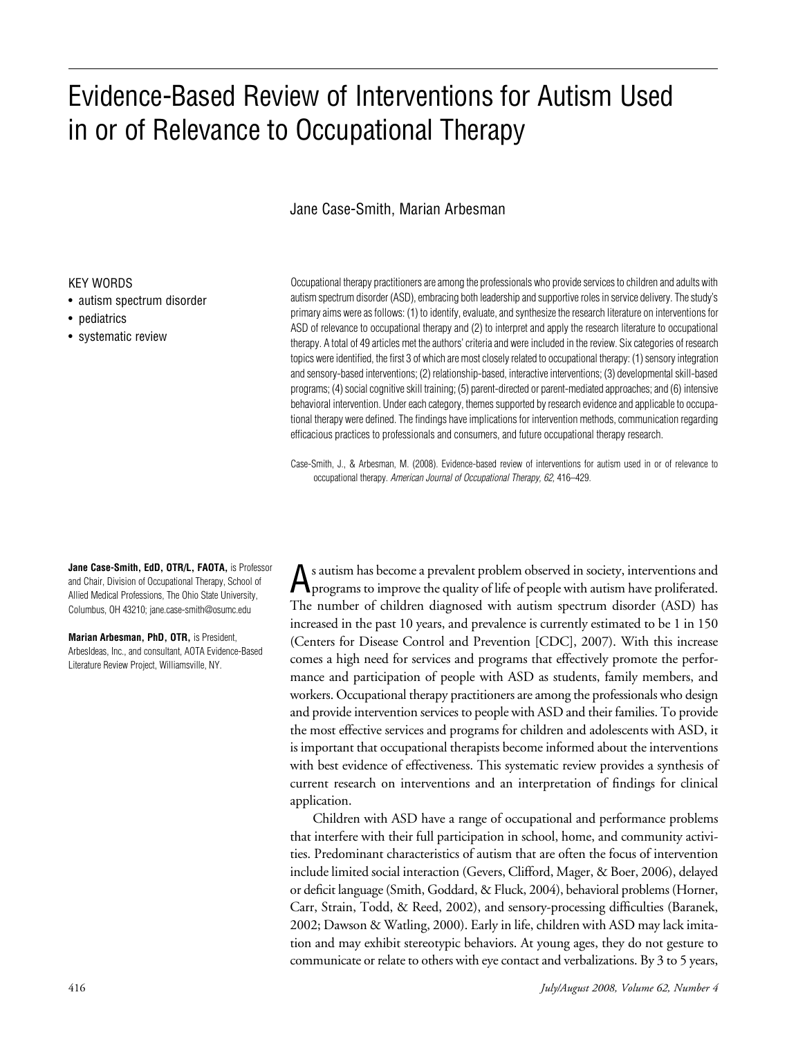# Evidence-Based Review of Interventions for Autism Used in or of Relevance to Occupational Therapy

Jane Case-Smith, Marian Arbesman

KEY WORDS

- autism spectrum disorder
- pediatrics
- systematic review

Occupational therapy practitioners are among the professionals who provide services to children and adults with autism spectrum disorder (ASD), embracing both leadership and supportive roles in service delivery. The study's primary aims were as follows: (1) to identify, evaluate, and synthesize the research literature on interventions for ASD of relevance to occupational therapy and (2) to interpret and apply the research literature to occupational therapy. A total of 49 articles met the authors' criteria and were included in the review. Six categories of research topics were identified, the first 3 of which are most closely related to occupational therapy: (1) sensory integration and sensory-based interventions; (2) relationship-based, interactive interventions; (3) developmental skill-based programs; (4) social cognitive skill training; (5) parent-directed or parent-mediated approaches; and (6) intensive behavioral intervention. Under each category, themes supported by research evidence and applicable to occupational therapy were defined. The findings have implications for intervention methods, communication regarding efficacious practices to professionals and consumers, and future occupational therapy research.

Case-Smith, J., & Arbesman, M. (2008). Evidence-based review of interventions for autism used in or of relevance to occupational therapy. *American Journal of Occupational Therapy, 62*, 416–429.

**Jane Case-Smith, EdD, OTR/L, FAOTA,** is Professor and Chair, Division of Occupational Therapy, School of Allied Medical Professions, The Ohio State University, Columbus, OH 43210; jane.case-smith@osumc.edu

**Marian Arbesman, PhD, OTR,** is President, ArbesIdeas, Inc., and consultant, AOTA Evidence-Based Literature Review Project, Williamsville, NY.

As autism has become a prevalent problem observed in society, interventions and programs to improve the quality of life of people with autism have proliferated. The number of children diagnosed with autism spectrum disorder (ASD) has increased in the past 10 years, and prevalence is currently estimated to be 1 in 150 (Centers for Disease Control and Prevention [CDC], 2007). With this increase comes a high need for services and programs that effectively promote the performance and participation of people with ASD as students, family members, and workers. Occupational therapy practitioners are among the professionals who design and provide intervention services to people with ASD and their families. To provide the most effective services and programs for children and adolescents with ASD, it is important that occupational therapists become informed about the interventions with best evidence of effectiveness. This systematic review provides a synthesis of current research on interventions and an interpretation of findings for clinical application.

Children with ASD have a range of occupational and performance problems that interfere with their full participation in school, home, and community activities. Predominant characteristics of autism that are often the focus of intervention include limited social interaction (Gevers, Clifford, Mager, & Boer, 2006), delayed or deficit language (Smith, Goddard, & Fluck, 2004), behavioral problems (Horner, Carr, Strain, Todd, & Reed, 2002), and sensory-processing difficulties (Baranek, 2002; Dawson & Watling, 2000). Early in life, children with ASD may lack imitation and may exhibit stereotypic behaviors. At young ages, they do not gesture to communicate or relate to others with eye contact and verbalizations. By 3 to 5 years,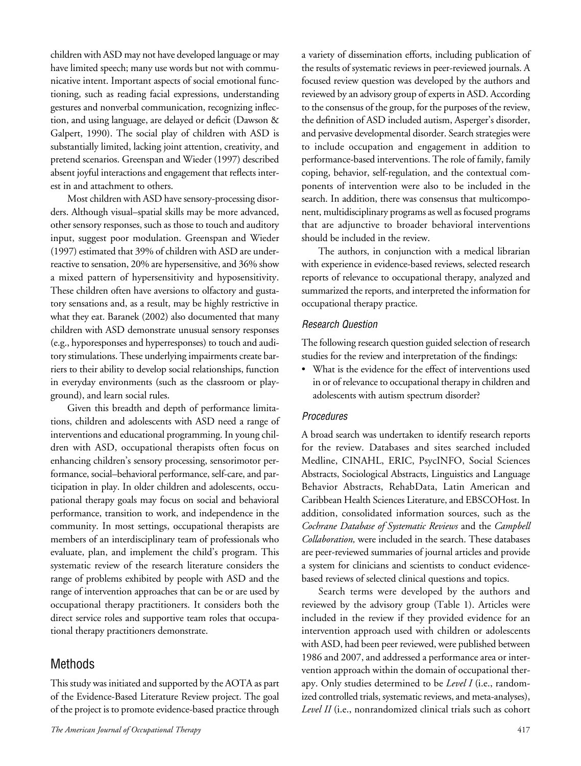children with ASD may not have developed language or may have limited speech; many use words but not with communicative intent. Important aspects of social emotional functioning, such as reading facial expressions, understanding gestures and nonverbal communication, recognizing inflection, and using language, are delayed or deficit (Dawson & Galpert, 1990). The social play of children with ASD is substantially limited, lacking joint attention, creativity, and pretend scenarios. Greenspan and Wieder (1997) described absent joyful interactions and engagement that reflects interest in and attachment to others.

Most children with ASD have sensory-processing disorders. Although visual–spatial skills may be more advanced, other sensory responses, such as those to touch and auditory input, suggest poor modulation. Greenspan and Wieder (1997) estimated that 39% of children with ASD are underreactive to sensation, 20% are hypersensitive, and 36% show a mixed pattern of hypersensitivity and hyposensitivity. These children often have aversions to olfactory and gustatory sensations and, as a result, may be highly restrictive in what they eat. Baranek (2002) also documented that many children with ASD demonstrate unusual sensory responses (e.g., hyporesponses and hyperresponses) to touch and auditory stimulations. These underlying impairments create barriers to their ability to develop social relationships, function in everyday environments (such as the classroom or playground), and learn social rules.

Given this breadth and depth of performance limitations, children and adolescents with ASD need a range of interventions and educational programming. In young children with ASD, occupational therapists often focus on enhancing children's sensory processing, sensorimotor performance, social–behavioral performance, self-care, and participation in play. In older children and adolescents, occupational therapy goals may focus on social and behavioral performance, transition to work, and independence in the community. In most settings, occupational therapists are members of an interdisciplinary team of professionals who evaluate, plan, and implement the child's program. This systematic review of the research literature considers the range of problems exhibited by people with ASD and the range of intervention approaches that can be or are used by occupational therapy practitioners. It considers both the direct service roles and supportive team roles that occupational therapy practitioners demonstrate.

## Methods

This study was initiated and supported by the AOTA as part of the Evidence-Based Literature Review project. The goal of the project is to promote evidence-based practice through a variety of dissemination efforts, including publication of the results of systematic reviews in peer-reviewed journals. A focused review question was developed by the authors and reviewed by an advisory group of experts in ASD. According to the consensus of the group, for the purposes of the review, the definition of ASD included autism, Asperger's disorder, and pervasive developmental disorder. Search strategies were to include occupation and engagement in addition to performance-based interventions. The role of family, family coping, behavior, self-regulation, and the contextual components of intervention were also to be included in the search. In addition, there was consensus that multicomponent, multidisciplinary programs as well as focused programs that are adjunctive to broader behavioral interventions should be included in the review.

The authors, in conjunction with a medical librarian with experience in evidence-based reviews, selected research reports of relevance to occupational therapy, analyzed and summarized the reports, and interpreted the information for occupational therapy practice.

### *Research Question*

The following research question guided selection of research studies for the review and interpretation of the findings:

- What is the evidence for the effect of interventions used in or of relevance to occupational therapy in children and adolescents with autism spectrum disorder?

### *Procedures*

A broad search was undertaken to identify research reports for the review. Databases and sites searched included Medline, CINAHL, ERIC, PsycINFO, Social Sciences Abstracts, Sociological Abstracts, Linguistics and Language Behavior Abstracts, RehabData, Latin American and Caribbean Health Sciences Literature, and EBSCOHost. In addition, consolidated information sources, such as the *Cochrane Database of Systematic Reviews* and the *Campbell Collaboration,* were included in the search. These databases are peer-reviewed summaries of journal articles and provide a system for clinicians and scientists to conduct evidence-based reviews of selected clinical questions and topics.

Search terms were developed by the authors and reviewed by the advisory group (Table 1). Articles were included in the review if they provided evidence for an intervention approach used with children or adolescents with ASD, had been peer reviewed, were published between 1986 and 2007, and addressed a performance area or intervention approach within the domain of occupational therapy. Only studies determined to be *Level I* (i.e., randomized controlled trials, systematic reviews, and meta-analyses), *Level II* (i.e., nonrandomized clinical trials such as cohort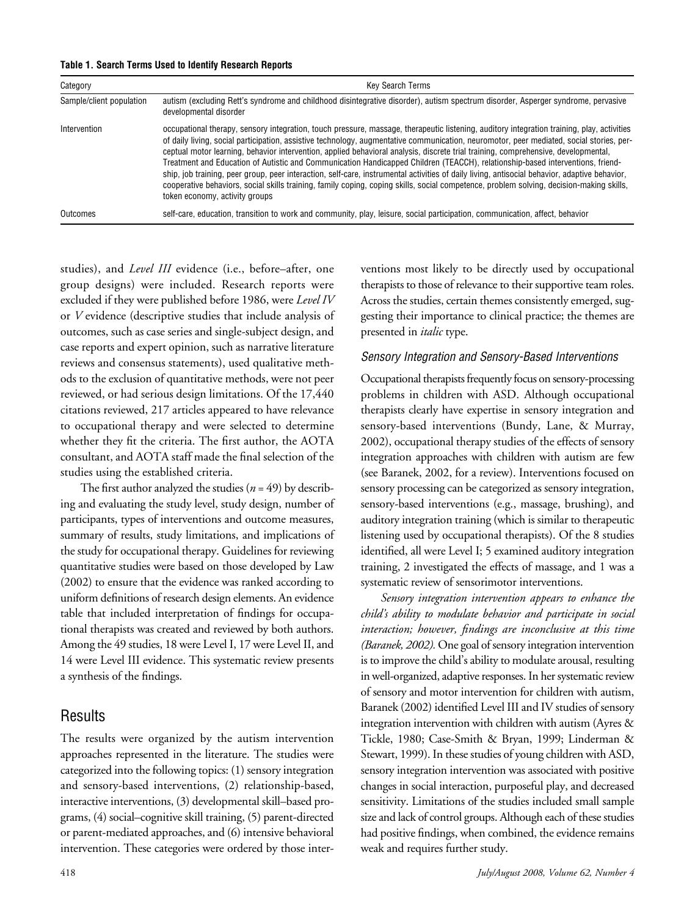**Table 1. Search Terms Used to Identify Research Reports**

| Category | Key Search Terms |
| --- | --- |
| Sample/client population | autism (excluding Rett's syndrome and childhood disintegrative disorder), autism spectrum disorder, Asperger syndrome, pervasive developmental disorder |
| Intervention | occupational therapy, sensory integration, touch pressure, massage, therapeutic listening, auditory integration training, play, activities of daily living, social participation, assistive technology, augmentative communication, neuromotor, peer mediated, social stories, perceptual motor learning, behavior intervention, applied behavioral analysis, discrete trial training, comprehensive, developmental, Treatment and Education of Autistic and Communication Handicapped Children (TEACCH), relationship-based interventions, friendship, job training, peer group, peer interaction, self-care, instrumental activities of daily living, antisocial behavior, adaptive behavior, cooperative behaviors, social skills training, family coping, coping skills, social competence, problem solving, decision-making skills, token economy, activity groups |
| Outcomes | self-care, education, transition to work and community, play, leisure, social participation, communication, affect, behavior |

studies), and *Level III* evidence (i.e., before–after, one group designs) were included. Research reports were excluded if they were published before 1986, were *Level IV* or *V* evidence (descriptive studies that include analysis of outcomes, such as case series and single-subject design, and case reports and expert opinion, such as narrative literature reviews and consensus statements), used qualitative methods to the exclusion of quantitative methods, were not peer reviewed, or had serious design limitations. Of the 17,440 citations reviewed, 217 articles appeared to have relevance to occupational therapy and were selected to determine whether they fit the criteria. The first author, the AOTA consultant, and AOTA staff made the final selection of the studies using the established criteria.

The first author analyzed the studies ($n = 49$) by describing and evaluating the study level, study design, number of participants, types of interventions and outcome measures, summary of results, study limitations, and implications of the study for occupational therapy. Guidelines for reviewing quantitative studies were based on those developed by Law (2002) to ensure that the evidence was ranked according to uniform definitions of research design elements. An evidence table that included interpretation of findings for occupational therapists was created and reviewed by both authors. Among the 49 studies, 18 were Level I, 17 were Level II, and 14 were Level III evidence. This systematic review presents a synthesis of the findings.

## Results

The results were organized by the autism intervention approaches represented in the literature. The studies were categorized into the following topics: (1) sensory integration and sensory-based interventions, (2) relationship-based, interactive interventions, (3) developmental skill–based programs, (4) social–cognitive skill training, (5) parent-directed or parent-mediated approaches, and (6) intensive behavioral intervention. These categories were ordered by those interventions most likely to be directly used by occupational therapists to those of relevance to their supportive team roles. Across the studies, certain themes consistently emerged, suggesting their importance to clinical practice; the themes are presented in *italic* type.

### *Sensory Integration and Sensory-Based Interventions*

Occupational therapists frequently focus on sensory-processing problems in children with ASD. Although occupational therapists clearly have expertise in sensory integration and sensory-based interventions (Bundy, Lane, & Murray, 2002), occupational therapy studies of the effects of sensory integration approaches with children with autism are few (see Baranek, 2002, for a review). Interventions focused on sensory processing can be categorized as sensory integration, sensory-based interventions (e.g., massage, brushing), and auditory integration training (which is similar to therapeutic listening used by occupational therapists). Of the 8 studies identified, all were Level I; 5 examined auditory integration training, 2 investigated the effects of massage, and 1 was a systematic review of sensorimotor interventions.

*Sensory integration intervention appears to enhance the child's ability to modulate behavior and participate in social interaction; however, findings are inconclusive at this time (Baranek, 2002).* One goal of sensory integration intervention is to improve the child's ability to modulate arousal, resulting in well-organized, adaptive responses. In her systematic review of sensory and motor intervention for children with autism, Baranek (2002) identified Level III and IV studies of sensory integration intervention with children with autism (Ayres & Tickle, 1980; Case-Smith & Bryan, 1999; Linderman & Stewart, 1999). In these studies of young children with ASD, sensory integration intervention was associated with positive changes in social interaction, purposeful play, and decreased sensitivity. Limitations of the studies included small sample size and lack of control groups. Although each of these studies had positive findings, when combined, the evidence remains weak and requires further study.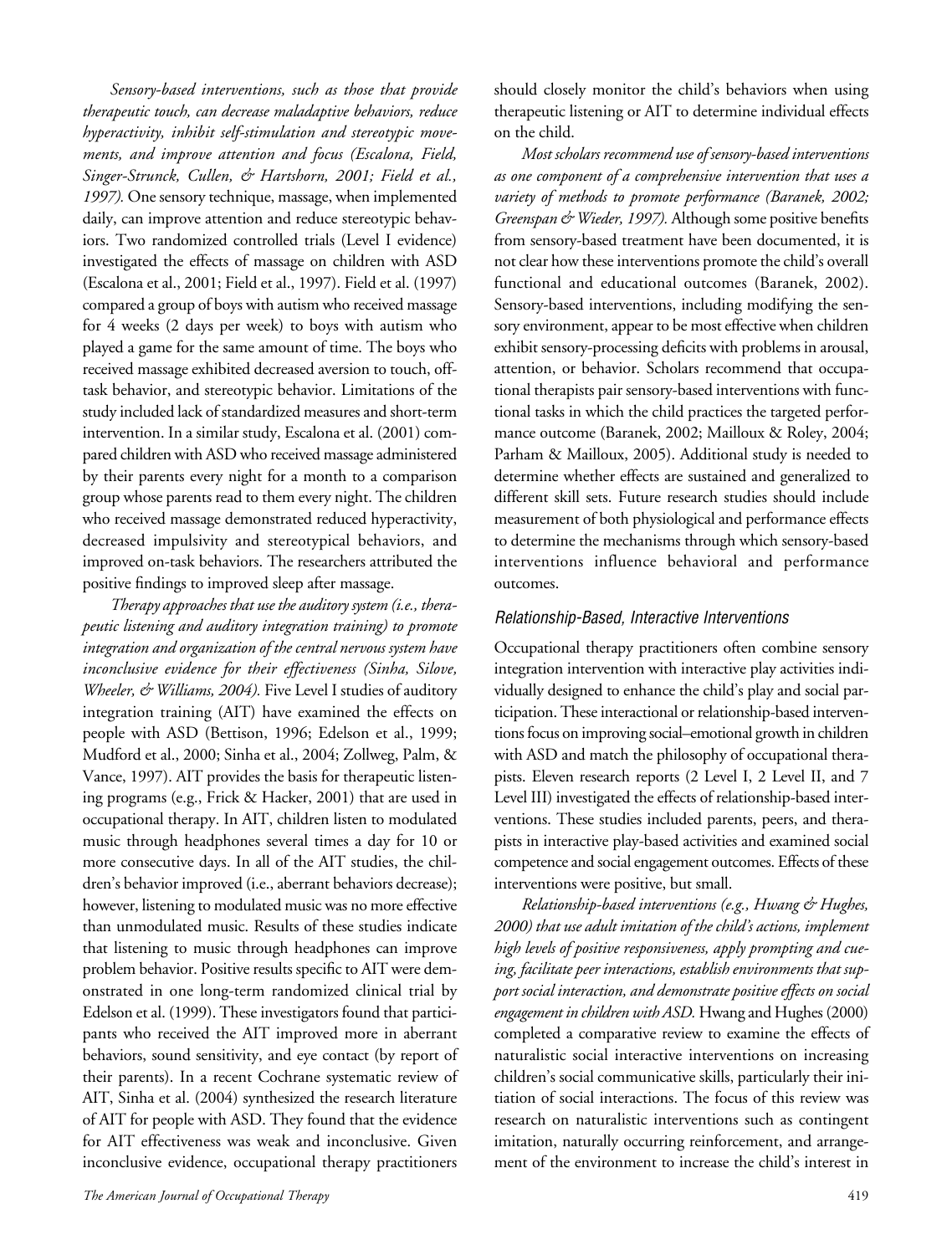*Sensory-based interventions, such as those that provide therapeutic touch, can decrease maladaptive behaviors, reduce hyperactivity, inhibit self-stimulation and stereotypic movements, and improve attention and focus (Escalona, Field, Singer-Strunck, Cullen, & Hartshorn, 2001; Field et al., 1997).* One sensory technique, massage, when implemented daily, can improve attention and reduce stereotypic behaviors. Two randomized controlled trials (Level I evidence) investigated the effects of massage on children with ASD (Escalona et al., 2001; Field et al., 1997). Field et al. (1997) compared a group of boys with autism who received massage for 4 weeks (2 days per week) to boys with autism who played a game for the same amount of time. The boys who received massage exhibited decreased aversion to touch, off-task behavior, and stereotypic behavior. Limitations of the study included lack of standardized measures and short-term intervention. In a similar study, Escalona et al. (2001) compared children with ASD who received massage administered by their parents every night for a month to a comparison group whose parents read to them every night. The children who received massage demonstrated reduced hyperactivity, decreased impulsivity and stereotypical behaviors, and improved on-task behaviors. The researchers attributed the positive findings to improved sleep after massage.

*Therapy approaches that use the auditory system (i.e., therapeutic listening and auditory integration training) to promote integration and organization of the central nervous system have inconclusive evidence for their effectiveness (Sinha, Silove, Wheeler, & Williams, 2004).* Five Level I studies of auditory integration training (AIT) have examined the effects on people with ASD (Bettison, 1996; Edelson et al., 1999; Mudford et al., 2000; Sinha et al., 2004; Zollweg, Palm, & Vance, 1997). AIT provides the basis for therapeutic listening programs (e.g., Frick & Hacker, 2001) that are used in occupational therapy. In AIT, children listen to modulated music through headphones several times a day for 10 or more consecutive days. In all of the AIT studies, the children's behavior improved (i.e., aberrant behaviors decrease); however, listening to modulated music was no more effective than unmodulated music. Results of these studies indicate that listening to music through headphones can improve problem behavior. Positive results specific to AIT were demonstrated in one long-term randomized clinical trial by Edelson et al. (1999). These investigators found that participants who received the AIT improved more in aberrant behaviors, sound sensitivity, and eye contact (by report of their parents). In a recent Cochrane systematic review of AIT, Sinha et al. (2004) synthesized the research literature of AIT for people with ASD. They found that the evidence for AIT effectiveness was weak and inconclusive. Given inconclusive evidence, occupational therapy practitioners should closely monitor the child's behaviors when using therapeutic listening or AIT to determine individual effects on the child.

*Most scholars recommend use of sensory-based interventions as one component of a comprehensive intervention that uses a variety of methods to promote performance (Baranek, 2002; Greenspan & Wieder, 1997).* Although some positive benefits from sensory-based treatment have been documented, it is not clear how these interventions promote the child's overall functional and educational outcomes (Baranek, 2002). Sensory-based interventions, including modifying the sensory environment, appear to be most effective when children exhibit sensory-processing deficits with problems in arousal, attention, or behavior. Scholars recommend that occupational therapists pair sensory-based interventions with functional tasks in which the child practices the targeted performance outcome (Baranek, 2002; Mailloux & Roley, 2004; Parham & Mailloux, 2005). Additional study is needed to determine whether effects are sustained and generalized to different skill sets. Future research studies should include measurement of both physiological and performance effects to determine the mechanisms through which sensory-based interventions influence behavioral and performance outcomes.

### *Relationship-Based, Interactive Interventions*

Occupational therapy practitioners often combine sensory integration intervention with interactive play activities individually designed to enhance the child's play and social participation. These interactional or relationship-based interventions focus on improving social–emotional growth in children with ASD and match the philosophy of occupational therapists. Eleven research reports (2 Level I, 2 Level II, and 7 Level III) investigated the effects of relationship-based interventions. These studies included parents, peers, and therapists in interactive play-based activities and examined social competence and social engagement outcomes. Effects of these interventions were positive, but small.

*Relationship-based interventions (e.g., Hwang & Hughes, 2000) that use adult imitation of the child's actions, implement high levels of positive responsiveness, apply prompting and cueing, facilitate peer interactions, establish environments that support social interaction, and demonstrate positive effects on social engagement in children with ASD.* Hwang and Hughes (2000) completed a comparative review to examine the effects of naturalistic social interactive interventions on increasing children's social communicative skills, particularly their initiation of social interactions. The focus of this review was research on naturalistic interventions such as contingent imitation, naturally occurring reinforcement, and arrangement of the environment to increase the child's interest in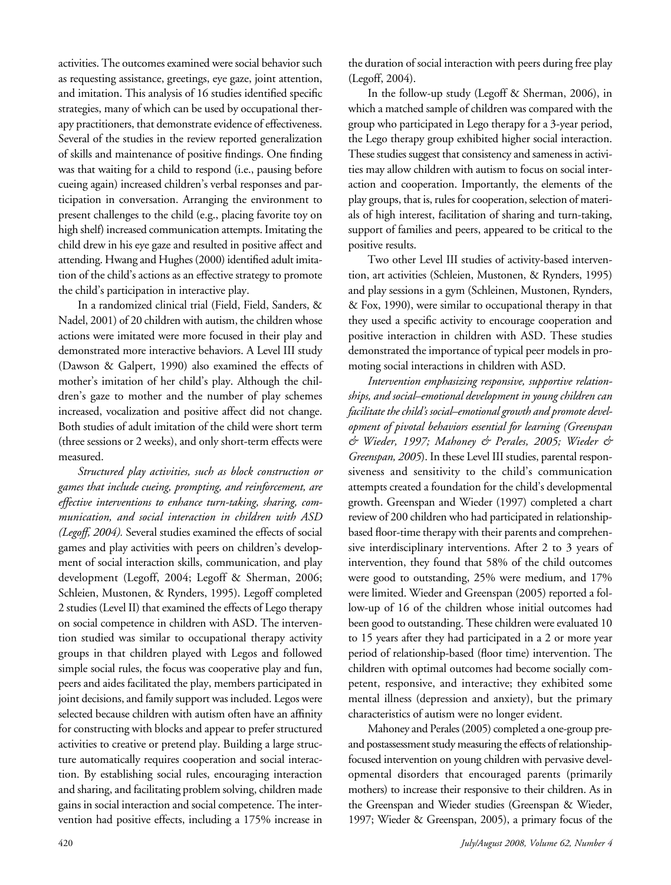activities. The outcomes examined were social behavior such as requesting assistance, greetings, eye gaze, joint attention, and imitation. This analysis of 16 studies identified specific strategies, many of which can be used by occupational therapy practitioners, that demonstrate evidence of effectiveness. Several of the studies in the review reported generalization of skills and maintenance of positive findings. One finding was that waiting for a child to respond (i.e., pausing before cueing again) increased children's verbal responses and participation in conversation. Arranging the environment to present challenges to the child (e.g., placing favorite toy on high shelf) increased communication attempts. Imitating the child drew in his eye gaze and resulted in positive affect and attending. Hwang and Hughes (2000) identified adult imitation of the child's actions as an effective strategy to promote the child's participation in interactive play.

In a randomized clinical trial (Field, Field, Sanders, & Nadel, 2001) of 20 children with autism, the children whose actions were imitated were more focused in their play and demonstrated more interactive behaviors. A Level III study (Dawson & Galpert, 1990) also examined the effects of mother's imitation of her child's play. Although the children's gaze to mother and the number of play schemes increased, vocalization and positive affect did not change. Both studies of adult imitation of the child were short term (three sessions or 2 weeks), and only short-term effects were measured.

*Structured play activities, such as block construction or games that include cueing, prompting, and reinforcement, are effective interventions to enhance turn-taking, sharing, communication, and social interaction in children with ASD (Legoff, 2004).* Several studies examined the effects of social games and play activities with peers on children's development of social interaction skills, communication, and play development (Legoff, 2004; Legoff & Sherman, 2006; Schleien, Mustonen, & Rynders, 1995). Legoff completed 2 studies (Level II) that examined the effects of Lego therapy on social competence in children with ASD. The intervention studied was similar to occupational therapy activity groups in that children played with Legos and followed simple social rules, the focus was cooperative play and fun, peers and aides facilitated the play, members participated in joint decisions, and family support was included. Legos were selected because children with autism often have an affinity for constructing with blocks and appear to prefer structured activities to creative or pretend play. Building a large structure automatically requires cooperation and social interaction. By establishing social rules, encouraging interaction and sharing, and facilitating problem solving, children made gains in social interaction and social competence. The intervention had positive effects, including a 175% increase in the duration of social interaction with peers during free play (Legoff, 2004).

In the follow-up study (Legoff & Sherman, 2006), in which a matched sample of children was compared with the group who participated in Lego therapy for a 3-year period, the Lego therapy group exhibited higher social interaction. These studies suggest that consistency and sameness in activities may allow children with autism to focus on social interaction and cooperation. Importantly, the elements of the play groups, that is, rules for cooperation, selection of materials of high interest, facilitation of sharing and turn-taking, support of families and peers, appeared to be critical to the positive results.

Two other Level III studies of activity-based intervention, art activities (Schleien, Mustonen, & Rynders, 1995) and play sessions in a gym (Schleinen, Mustonen, Rynders, & Fox, 1990), were similar to occupational therapy in that they used a specific activity to encourage cooperation and positive interaction in children with ASD. These studies demonstrated the importance of typical peer models in promoting social interactions in children with ASD.

*Intervention emphasizing responsive, supportive relationships, and social–emotional development in young children can facilitate the child's social–emotional growth and promote development of pivotal behaviors essential for learning (Greenspan & Wieder, 1997; Mahoney & Perales, 2005; Wieder & Greenspan, 2005*). In these Level III studies, parental responsiveness and sensitivity to the child's communication attempts created a foundation for the child's developmental growth. Greenspan and Wieder (1997) completed a chart review of 200 children who had participated in relationship-based floor-time therapy with their parents and comprehensive interdisciplinary interventions. After 2 to 3 years of intervention, they found that 58% of the child outcomes were good to outstanding, 25% were medium, and 17% were limited. Wieder and Greenspan (2005) reported a follow-up of 16 of the children whose initial outcomes had been good to outstanding. These children were evaluated 10 to 15 years after they had participated in a 2 or more year period of relationship-based (floor time) intervention. The children with optimal outcomes had become socially competent, responsive, and interactive; they exhibited some mental illness (depression and anxiety), but the primary characteristics of autism were no longer evident.

Mahoney and Perales (2005) completed a one-group pre- and postassessment study measuring the effects of relationship-focused intervention on young children with pervasive developmental disorders that encouraged parents (primarily mothers) to increase their responsive to their children. As in the Greenspan and Wieder studies (Greenspan & Wieder, 1997; Wieder & Greenspan, 2005), a primary focus of the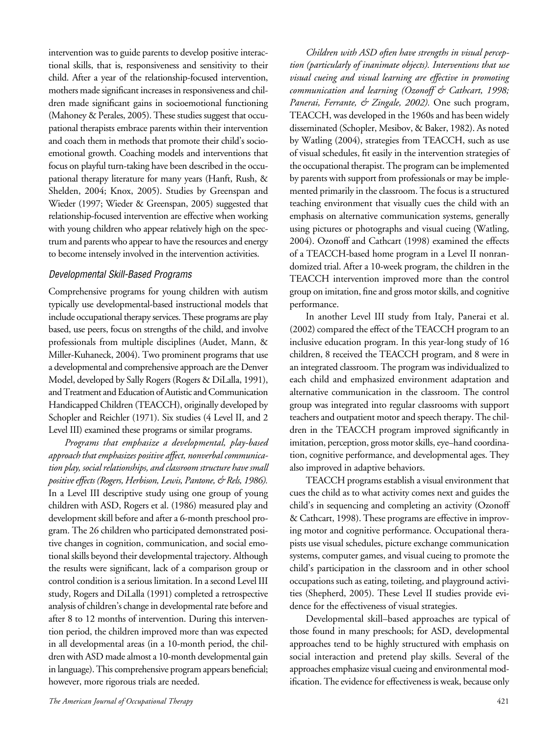intervention was to guide parents to develop positive interactional skills, that is, responsiveness and sensitivity to their child. After a year of the relationship-focused intervention, mothers made significant increases in responsiveness and children made significant gains in socioemotional functioning (Mahoney & Perales, 2005). These studies suggest that occupational therapists embrace parents within their intervention and coach them in methods that promote their child's socioemotional growth. Coaching models and interventions that focus on playful turn-taking have been described in the occupational therapy literature for many years (Hanft, Rush, & Shelden, 2004; Knox, 2005). Studies by Greenspan and Wieder (1997; Wieder & Greenspan, 2005) suggested that relationship-focused intervention are effective when working with young children who appear relatively high on the spectrum and parents who appear to have the resources and energy to become intensely involved in the intervention activities.

### *Developmental Skill-Based Programs*

Comprehensive programs for young children with autism typically use developmental-based instructional models that include occupational therapy services. These programs are play based, use peers, focus on strengths of the child, and involve professionals from multiple disciplines (Audet, Mann, & Miller-Kuhaneck, 2004). Two prominent programs that use a developmental and comprehensive approach are the Denver Model, developed by Sally Rogers (Rogers & DiLalla, 1991), and Treatment and Education of Autistic and Communication Handicapped Children (TEACCH), originally developed by Schopler and Reichler (1971). Six studies (4 Level II, and 2 Level III) examined these programs or similar programs.

*Programs that emphasize a developmental, play-based approach that emphasizes positive affect, nonverbal communication play, social relationships, and classroom structure have small positive effects (Rogers, Herbison, Lewis, Pantone, & Rels, 1986).* In a Level III descriptive study using one group of young children with ASD, Rogers et al. (1986) measured play and development skill before and after a 6-month preschool program. The 26 children who participated demonstrated positive changes in cognition, communication, and social emotional skills beyond their developmental trajectory. Although the results were significant, lack of a comparison group or control condition is a serious limitation. In a second Level III study, Rogers and DiLalla (1991) completed a retrospective analysis of children's change in developmental rate before and after 8 to 12 months of intervention. During this intervention period, the children improved more than was expected in all developmental areas (in a 10-month period, the children with ASD made almost a 10-month developmental gain in language). This comprehensive program appears beneficial; however, more rigorous trials are needed.

*Children with ASD often have strengths in visual perception (particularly of inanimate objects). Interventions that use visual cueing and visual learning are effective in promoting communication and learning (Ozonoff & Cathcart, 1998; Panerai, Ferrante, & Zingale, 2002).* One such program, TEACCH, was developed in the 1960s and has been widely disseminated (Schopler, Mesibov, & Baker, 1982). As noted by Watling (2004), strategies from TEACCH, such as use of visual schedules, fit easily in the intervention strategies of the occupational therapist. The program can be implemented by parents with support from professionals or may be implemented primarily in the classroom. The focus is a structured teaching environment that visually cues the child with an emphasis on alternative communication systems, generally using pictures or photographs and visual cueing (Watling, 2004). Ozonoff and Cathcart (1998) examined the effects of a TEACCH-based home program in a Level II nonrandomized trial. After a 10-week program, the children in the TEACCH intervention improved more than the control group on imitation, fine and gross motor skills, and cognitive performance.

In another Level III study from Italy, Panerai et al. (2002) compared the effect of the TEACCH program to an inclusive education program. In this year-long study of 16 children, 8 received the TEACCH program, and 8 were in an integrated classroom. The program was individualized to each child and emphasized environment adaptation and alternative communication in the classroom. The control group was integrated into regular classrooms with support teachers and outpatient motor and speech therapy. The children in the TEACCH program improved significantly in imitation, perception, gross motor skills, eye–hand coordination, cognitive performance, and developmental ages. They also improved in adaptive behaviors.

TEACCH programs establish a visual environment that cues the child as to what activity comes next and guides the child's in sequencing and completing an activity (Ozonoff & Cathcart, 1998). These programs are effective in improving motor and cognitive performance. Occupational therapists use visual schedules, picture exchange communication systems, computer games, and visual cueing to promote the child's participation in the classroom and in other school occupations such as eating, toileting, and playground activities (Shepherd, 2005). These Level II studies provide evidence for the effectiveness of visual strategies.

Developmental skill–based approaches are typical of those found in many preschools; for ASD, developmental approaches tend to be highly structured with emphasis on social interaction and pretend play skills. Several of the approaches emphasize visual cueing and environmental modification. The evidence for effectiveness is weak, because only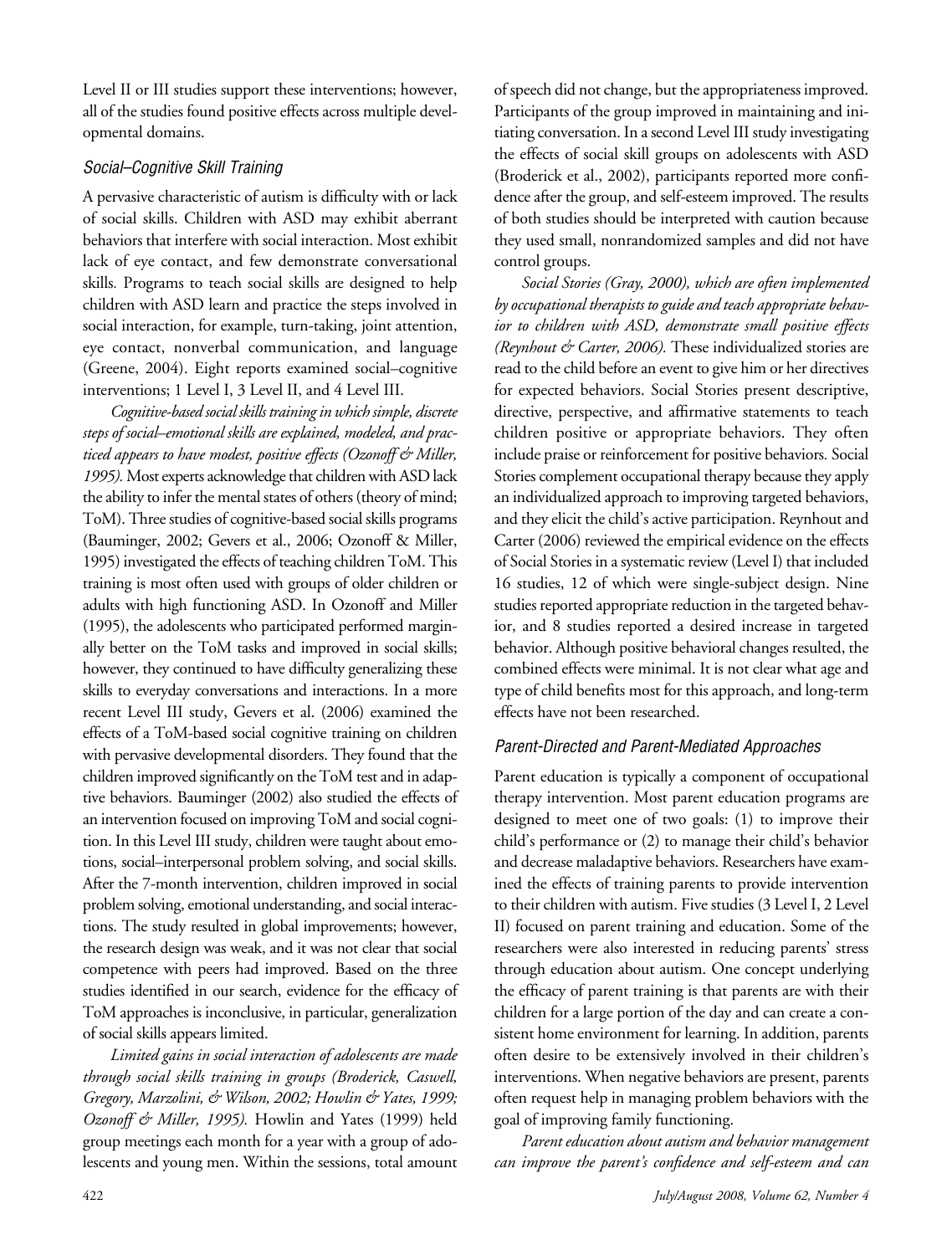Level II or III studies support these interventions; however, all of the studies found positive effects across multiple developmental domains.

### *Social–Cognitive Skill Training*

A pervasive characteristic of autism is difficulty with or lack of social skills. Children with ASD may exhibit aberrant behaviors that interfere with social interaction. Most exhibit lack of eye contact, and few demonstrate conversational skills. Programs to teach social skills are designed to help children with ASD learn and practice the steps involved in social interaction, for example, turn-taking, joint attention, eye contact, nonverbal communication, and language (Greene, 2004). Eight reports examined social–cognitive interventions; 1 Level I, 3 Level II, and 4 Level III.

*Cognitive-based social skills training in which simple, discrete steps of social–emotional skills are explained, modeled, and practiced appears to have modest, positive effects (Ozonoff & Miller, 1995).* Most experts acknowledge that children with ASD lack the ability to infer the mental states of others (theory of mind; ToM). Three studies of cognitive-based social skills programs (Bauminger, 2002; Gevers et al., 2006; Ozonoff & Miller, 1995) investigated the effects of teaching children ToM. This training is most often used with groups of older children or adults with high functioning ASD. In Ozonoff and Miller (1995), the adolescents who participated performed marginally better on the ToM tasks and improved in social skills; however, they continued to have difficulty generalizing these skills to everyday conversations and interactions. In a more recent Level III study, Gevers et al. (2006) examined the effects of a ToM-based social cognitive training on children with pervasive developmental disorders. They found that the children improved significantly on the ToM test and in adaptive behaviors. Bauminger (2002) also studied the effects of an intervention focused on improving ToM and social cognition. In this Level III study, children were taught about emotions, social–interpersonal problem solving, and social skills. After the 7-month intervention, children improved in social problem solving, emotional understanding, and social interactions. The study resulted in global improvements; however, the research design was weak, and it was not clear that social competence with peers had improved. Based on the three studies identified in our search, evidence for the efficacy of ToM approaches is inconclusive, in particular, generalization of social skills appears limited.

*Limited gains in social interaction of adolescents are made through social skills training in groups (Broderick, Caswell, Gregory, Marzolini, & Wilson, 2002; Howlin & Yates, 1999; Ozonoff & Miller, 1995).* Howlin and Yates (1999) held group meetings each month for a year with a group of adolescents and young men. Within the sessions, total amount of speech did not change, but the appropriateness improved. Participants of the group improved in maintaining and initiating conversation. In a second Level III study investigating the effects of social skill groups on adolescents with ASD (Broderick et al., 2002), participants reported more confidence after the group, and self-esteem improved. The results of both studies should be interpreted with caution because they used small, nonrandomized samples and did not have control groups.

*Social Stories (Gray, 2000), which are often implemented by occupational therapists to guide and teach appropriate behavior to children with ASD, demonstrate small positive effects (Reynhout & Carter, 2006).* These individualized stories are read to the child before an event to give him or her directives for expected behaviors. Social Stories present descriptive, directive, perspective, and affirmative statements to teach children positive or appropriate behaviors. They often include praise or reinforcement for positive behaviors. Social Stories complement occupational therapy because they apply an individualized approach to improving targeted behaviors, and they elicit the child's active participation. Reynhout and Carter (2006) reviewed the empirical evidence on the effects of Social Stories in a systematic review (Level I) that included 16 studies, 12 of which were single-subject design. Nine studies reported appropriate reduction in the targeted behavior, and 8 studies reported a desired increase in targeted behavior. Although positive behavioral changes resulted, the combined effects were minimal. It is not clear what age and type of child benefits most for this approach, and long-term effects have not been researched.

### *Parent-Directed and Parent-Mediated Approaches*

Parent education is typically a component of occupational therapy intervention. Most parent education programs are designed to meet one of two goals: (1) to improve their child's performance or (2) to manage their child's behavior and decrease maladaptive behaviors. Researchers have examined the effects of training parents to provide intervention to their children with autism. Five studies (3 Level I, 2 Level II) focused on parent training and education. Some of the researchers were also interested in reducing parents' stress through education about autism. One concept underlying the efficacy of parent training is that parents are with their children for a large portion of the day and can create a consistent home environment for learning. In addition, parents often desire to be extensively involved in their children's interventions. When negative behaviors are present, parents often request help in managing problem behaviors with the goal of improving family functioning.

*Parent education about autism and behavior management can improve the parent's confidence and self-esteem and can*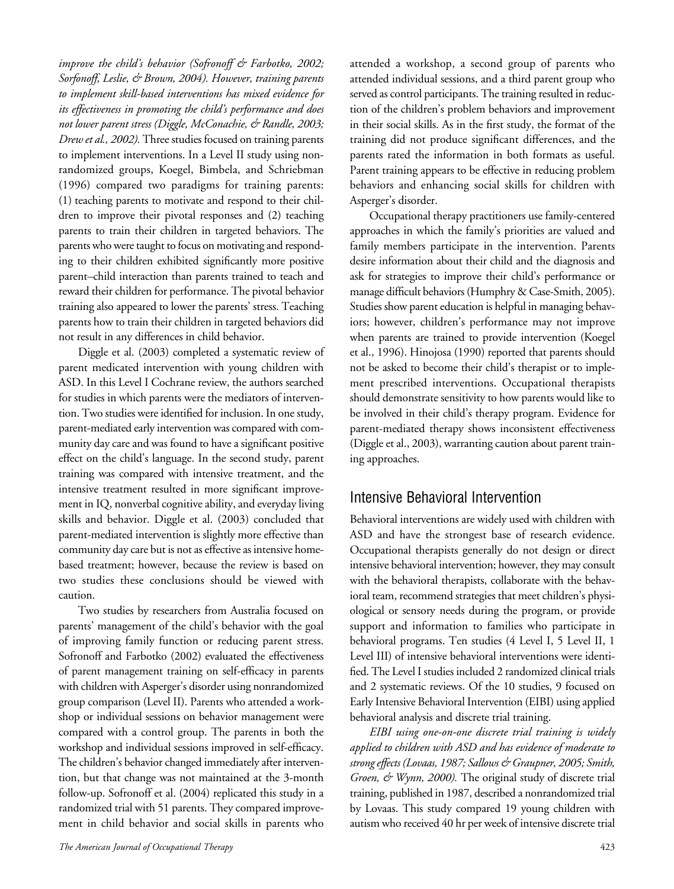*improve the child's behavior (Sofronoff & Farbotko, 2002; Sorfonoff, Leslie, & Brown, 2004). However, training parents to implement skill-based interventions has mixed evidence for its effectiveness in promoting the child's performance and does not lower parent stress (Diggle, McConachie, & Randle, 2003; Drew et al., 2002).* Three studies focused on training parents to implement interventions. In a Level II study using nonrandomized groups, Koegel, Bimbela, and Schriebman (1996) compared two paradigms for training parents: (1) teaching parents to motivate and respond to their children to improve their pivotal responses and (2) teaching parents to train their children in targeted behaviors. The parents who were taught to focus on motivating and responding to their children exhibited significantly more positive parent–child interaction than parents trained to teach and reward their children for performance. The pivotal behavior training also appeared to lower the parents' stress. Teaching parents how to train their children in targeted behaviors did not result in any differences in child behavior.

Diggle et al. (2003) completed a systematic review of parent medicated intervention with young children with ASD. In this Level I Cochrane review, the authors searched for studies in which parents were the mediators of intervention. Two studies were identified for inclusion. In one study, parent-mediated early intervention was compared with community day care and was found to have a significant positive effect on the child's language. In the second study, parent training was compared with intensive treatment, and the intensive treatment resulted in more significant improvement in IQ, nonverbal cognitive ability, and everyday living skills and behavior. Diggle et al. (2003) concluded that parent-mediated intervention is slightly more effective than community day care but is not as effective as intensive home-based treatment; however, because the review is based on two studies these conclusions should be viewed with caution.

Two studies by researchers from Australia focused on parents' management of the child's behavior with the goal of improving family function or reducing parent stress. Sofronoff and Farbotko (2002) evaluated the effectiveness of parent management training on self-efficacy in parents with children with Asperger's disorder using nonrandomized group comparison (Level II). Parents who attended a workshop or individual sessions on behavior management were compared with a control group. The parents in both the workshop and individual sessions improved in self-efficacy. The children's behavior changed immediately after intervention, but that change was not maintained at the 3-month follow-up. Sofronoff et al. (2004) replicated this study in a randomized trial with 51 parents. They compared improvement in child behavior and social skills in parents who attended a workshop, a second group of parents who attended individual sessions, and a third parent group who served as control participants. The training resulted in reduction of the children's problem behaviors and improvement in their social skills. As in the first study, the format of the training did not produce significant differences, and the parents rated the information in both formats as useful. Parent training appears to be effective in reducing problem behaviors and enhancing social skills for children with Asperger's disorder.

Occupational therapy practitioners use family-centered approaches in which the family's priorities are valued and family members participate in the intervention. Parents desire information about their child and the diagnosis and ask for strategies to improve their child's performance or manage difficult behaviors (Humphry & Case-Smith, 2005). Studies show parent education is helpful in managing behaviors; however, children's performance may not improve when parents are trained to provide intervention (Koegel et al., 1996). Hinojosa (1990) reported that parents should not be asked to become their child's therapist or to implement prescribed interventions. Occupational therapists should demonstrate sensitivity to how parents would like to be involved in their child's therapy program. Evidence for parent-mediated therapy shows inconsistent effectiveness (Diggle et al., 2003), warranting caution about parent training approaches.

## Intensive Behavioral Intervention

Behavioral interventions are widely used with children with ASD and have the strongest base of research evidence. Occupational therapists generally do not design or direct intensive behavioral intervention; however, they may consult with the behavioral therapists, collaborate with the behavioral team, recommend strategies that meet children's physiological or sensory needs during the program, or provide support and information to families who participate in behavioral programs. Ten studies (4 Level I, 5 Level II, 1 Level III) of intensive behavioral interventions were identified. The Level I studies included 2 randomized clinical trials and 2 systematic reviews. Of the 10 studies, 9 focused on Early Intensive Behavioral Intervention (EIBI) using applied behavioral analysis and discrete trial training.

*EIBI using one-on-one discrete trial training is widely applied to children with ASD and has evidence of moderate to strong effects (Lovaas, 1987; Sallows & Graupner, 2005; Smith, Groen, & Wynn, 2000).* The original study of discrete trial training, published in 1987, described a nonrandomized trial by Lovaas. This study compared 19 young children with autism who received 40 hr per week of intensive discrete trial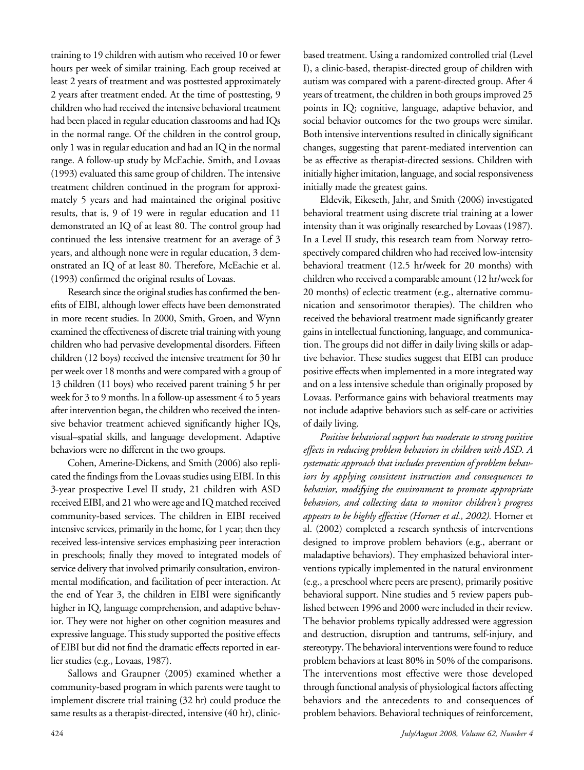training to 19 children with autism who received 10 or fewer hours per week of similar training. Each group received at least 2 years of treatment and was posttested approximately 2 years after treatment ended. At the time of posttesting, 9 children who had received the intensive behavioral treatment had been placed in regular education classrooms and had IQs in the normal range. Of the children in the control group, only 1 was in regular education and had an IQ in the normal range. A follow-up study by McEachie, Smith, and Lovaas (1993) evaluated this same group of children. The intensive treatment children continued in the program for approximately 5 years and had maintained the original positive results, that is, 9 of 19 were in regular education and 11 demonstrated an IQ of at least 80. The control group had continued the less intensive treatment for an average of 3 years, and although none were in regular education, 3 demonstrated an IQ of at least 80. Therefore, McEachie et al. (1993) confirmed the original results of Lovaas.

Research since the original studies has confirmed the benefits of EIBI, although lower effects have been demonstrated in more recent studies. In 2000, Smith, Groen, and Wynn examined the effectiveness of discrete trial training with young children who had pervasive developmental disorders. Fifteen children (12 boys) received the intensive treatment for 30 hr per week over 18 months and were compared with a group of 13 children (11 boys) who received parent training 5 hr per week for 3 to 9 months. In a follow-up assessment 4 to 5 years after intervention began, the children who received the intensive behavior treatment achieved significantly higher IQs, visual–spatial skills, and language development. Adaptive behaviors were no different in the two groups.

Cohen, Amerine-Dickens, and Smith (2006) also replicated the findings from the Lovaas studies using EIBI. In this 3-year prospective Level II study, 21 children with ASD received EIBI, and 21 who were age and IQ matched received community-based services. The children in EIBI received intensive services, primarily in the home, for 1 year; then they received less-intensive services emphasizing peer interaction in preschools; finally they moved to integrated models of service delivery that involved primarily consultation, environmental modification, and facilitation of peer interaction. At the end of Year 3, the children in EIBI were significantly higher in IQ, language comprehension, and adaptive behavior. They were not higher on other cognition measures and expressive language. This study supported the positive effects of EIBI but did not find the dramatic effects reported in earlier studies (e.g., Lovaas, 1987).

Sallows and Graupner (2005) examined whether a community-based program in which parents were taught to implement discrete trial training (32 hr) could produce the same results as a therapist-directed, intensive (40 hr), clinic-based treatment. Using a randomized controlled trial (Level I), a clinic-based, therapist-directed group of children with autism was compared with a parent-directed group. After 4 years of treatment, the children in both groups improved 25 points in IQ; cognitive, language, adaptive behavior, and social behavior outcomes for the two groups were similar. Both intensive interventions resulted in clinically significant changes, suggesting that parent-mediated intervention can be as effective as therapist-directed sessions. Children with initially higher imitation, language, and social responsiveness initially made the greatest gains.

Eldevik, Eikeseth, Jahr, and Smith (2006) investigated behavioral treatment using discrete trial training at a lower intensity than it was originally researched by Lovaas (1987). In a Level II study, this research team from Norway retrospectively compared children who had received low-intensity behavioral treatment (12.5 hr/week for 20 months) with children who received a comparable amount (12 hr/week for 20 months) of eclectic treatment (e.g., alternative communication and sensorimotor therapies). The children who received the behavioral treatment made significantly greater gains in intellectual functioning, language, and communication. The groups did not differ in daily living skills or adaptive behavior. These studies suggest that EIBI can produce positive effects when implemented in a more integrated way and on a less intensive schedule than originally proposed by Lovaas. Performance gains with behavioral treatments may not include adaptive behaviors such as self-care or activities of daily living.

*Positive behavioral support has moderate to strong positive effects in reducing problem behaviors in children with ASD. A systematic approach that includes prevention of problem behaviors by applying consistent instruction and consequences to behavior, modifying the environment to promote appropriate behaviors, and collecting data to monitor children's progress appears to be highly effective (Horner et al., 2002).* Horner et al. (2002) completed a research synthesis of interventions designed to improve problem behaviors (e.g., aberrant or maladaptive behaviors). They emphasized behavioral interventions typically implemented in the natural environment (e.g., a preschool where peers are present), primarily positive behavioral support. Nine studies and 5 review papers published between 1996 and 2000 were included in their review. The behavior problems typically addressed were aggression and destruction, disruption and tantrums, self-injury, and stereotypy. The behavioral interventions were found to reduce problem behaviors at least 80% in 50% of the comparisons. The interventions most effective were those developed through functional analysis of physiological factors affecting behaviors and the antecedents to and consequences of problem behaviors. Behavioral techniques of reinforcement,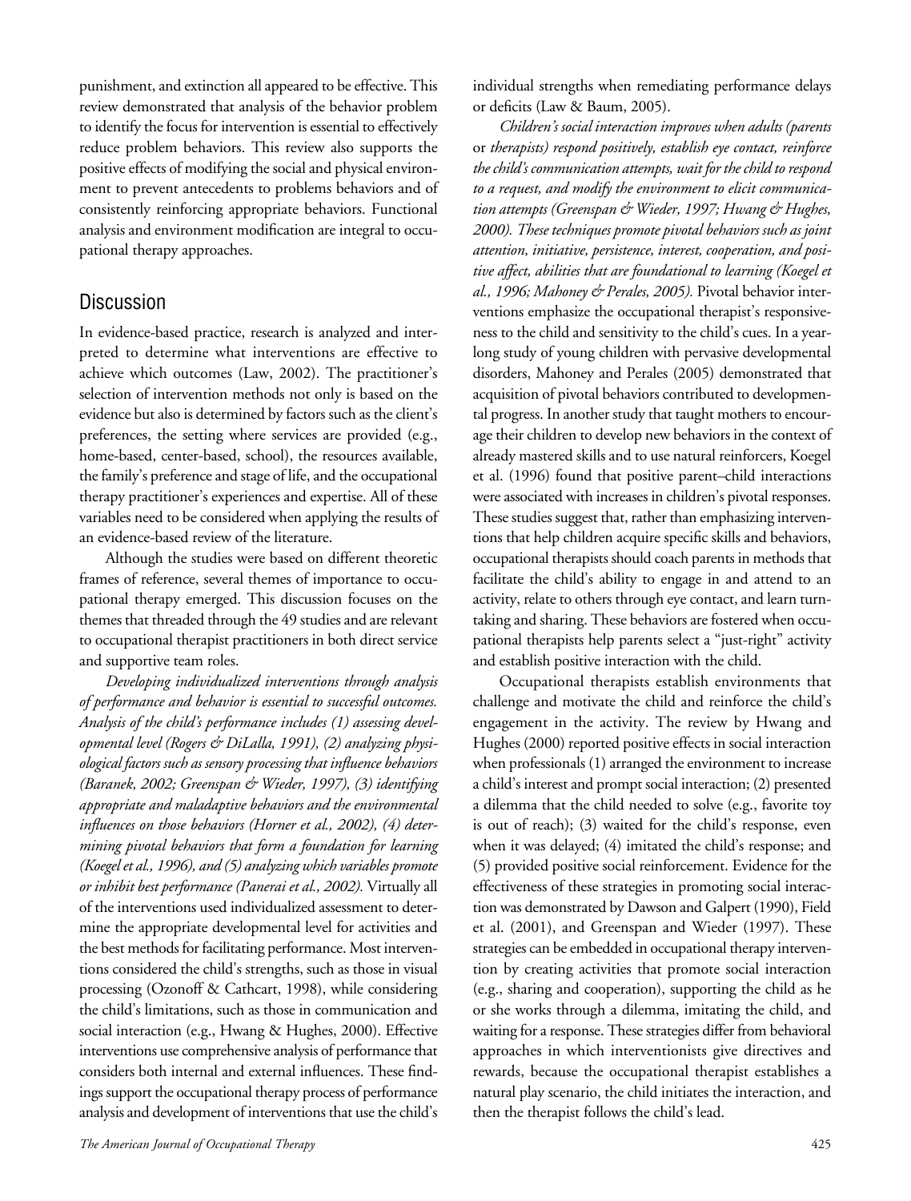punishment, and extinction all appeared to be effective. This review demonstrated that analysis of the behavior problem to identify the focus for intervention is essential to effectively reduce problem behaviors. This review also supports the positive effects of modifying the social and physical environment to prevent antecedents to problems behaviors and of consistently reinforcing appropriate behaviors. Functional analysis and environment modification are integral to occupational therapy approaches.

## Discussion

In evidence-based practice, research is analyzed and interpreted to determine what interventions are effective to achieve which outcomes (Law, 2002). The practitioner's selection of intervention methods not only is based on the evidence but also is determined by factors such as the client's preferences, the setting where services are provided (e.g., home-based, center-based, school), the resources available, the family's preference and stage of life, and the occupational therapy practitioner's experiences and expertise. All of these variables need to be considered when applying the results of an evidence-based review of the literature.

Although the studies were based on different theoretic frames of reference, several themes of importance to occupational therapy emerged. This discussion focuses on the themes that threaded through the 49 studies and are relevant to occupational therapist practitioners in both direct service and supportive team roles.

*Developing individualized interventions through analysis of performance and behavior is essential to successful outcomes. Analysis of the child's performance includes (1) assessing developmental level (Rogers & DiLalla, 1991), (2) analyzing physiological factors such as sensory processing that influence behaviors (Baranek, 2002; Greenspan & Wieder, 1997), (3) identifying appropriate and maladaptive behaviors and the environmental influences on those behaviors (Horner et al., 2002), (4) determining pivotal behaviors that form a foundation for learning (Koegel et al., 1996), and (5) analyzing which variables promote or inhibit best performance (Panerai et al., 2002).* Virtually all of the interventions used individualized assessment to determine the appropriate developmental level for activities and the best methods for facilitating performance. Most interventions considered the child's strengths, such as those in visual processing (Ozonoff & Cathcart, 1998), while considering the child's limitations, such as those in communication and social interaction (e.g., Hwang & Hughes, 2000). Effective interventions use comprehensive analysis of performance that considers both internal and external influences. These findings support the occupational therapy process of performance analysis and development of interventions that use the child's individual strengths when remediating performance delays or deficits (Law & Baum, 2005).

*Children's social interaction improves when adults (parents or therapists) respond positively, establish eye contact, reinforce the child's communication attempts, wait for the child to respond to a request, and modify the environment to elicit communication attempts (Greenspan & Wieder, 1997; Hwang & Hughes, 2000). These techniques promote pivotal behaviors such as joint attention, initiative, persistence, interest, cooperation, and positive affect, abilities that are foundational to learning (Koegel et al., 1996; Mahoney & Perales, 2005).* Pivotal behavior interventions emphasize the occupational therapist's responsiveness to the child and sensitivity to the child's cues. In a yearlong study of young children with pervasive developmental disorders, Mahoney and Perales (2005) demonstrated that acquisition of pivotal behaviors contributed to developmental progress. In another study that taught mothers to encourage their children to develop new behaviors in the context of already mastered skills and to use natural reinforcers, Koegel et al. (1996) found that positive parent–child interactions were associated with increases in children's pivotal responses. These studies suggest that, rather than emphasizing interventions that help children acquire specific skills and behaviors, occupational therapists should coach parents in methods that facilitate the child's ability to engage in and attend to an activity, relate to others through eye contact, and learn turn-taking and sharing. These behaviors are fostered when occupational therapists help parents select a "just-right" activity and establish positive interaction with the child.

Occupational therapists establish environments that challenge and motivate the child and reinforce the child's engagement in the activity. The review by Hwang and Hughes (2000) reported positive effects in social interaction when professionals (1) arranged the environment to increase a child's interest and prompt social interaction; (2) presented a dilemma that the child needed to solve (e.g., favorite toy is out of reach); (3) waited for the child's response, even when it was delayed; (4) imitated the child's response; and (5) provided positive social reinforcement. Evidence for the effectiveness of these strategies in promoting social interaction was demonstrated by Dawson and Galpert (1990), Field et al. (2001), and Greenspan and Wieder (1997). These strategies can be embedded in occupational therapy intervention by creating activities that promote social interaction (e.g., sharing and cooperation), supporting the child as he or she works through a dilemma, imitating the child, and waiting for a response. These strategies differ from behavioral approaches in which interventionists give directives and rewards, because the occupational therapist establishes a natural play scenario, the child initiates the interaction, and then the therapist follows the child's lead.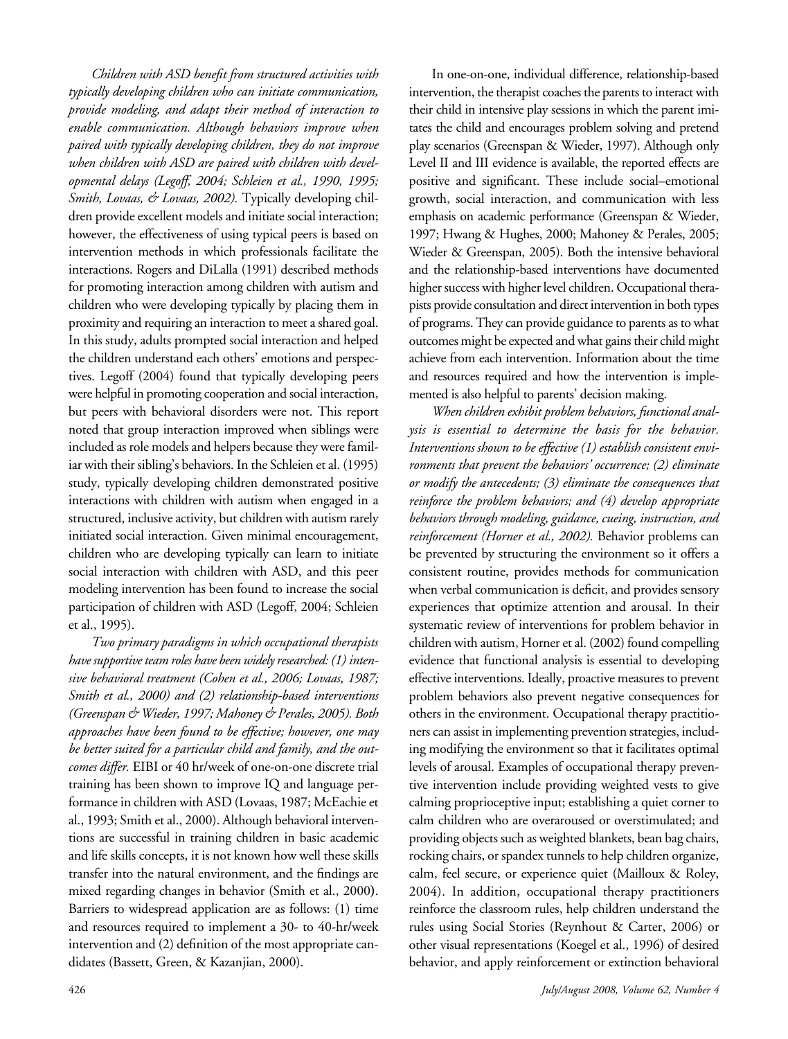*Children with ASD benefit from structured activities with typically developing children who can initiate communication, provide modeling, and adapt their method of interaction to enable communication. Although behaviors improve when paired with typically developing children, they do not improve when children with ASD are paired with children with developmental delays (Legoff, 2004; Schleien et al., 1990, 1995; Smith, Lovaas, & Lovaas, 2002).* Typically developing children provide excellent models and initiate social interaction; however, the effectiveness of using typical peers is based on intervention methods in which professionals facilitate the interactions. Rogers and DiLalla (1991) described methods for promoting interaction among children with autism and children who were developing typically by placing them in proximity and requiring an interaction to meet a shared goal. In this study, adults prompted social interaction and helped the children understand each others' emotions and perspectives. Legoff (2004) found that typically developing peers were helpful in promoting cooperation and social interaction, but peers with behavioral disorders were not. This report noted that group interaction improved when siblings were included as role models and helpers because they were familiar with their sibling's behaviors. In the Schleien et al. (1995) study, typically developing children demonstrated positive interactions with children with autism when engaged in a structured, inclusive activity, but children with autism rarely initiated social interaction. Given minimal encouragement, children who are developing typically can learn to initiate social interaction with children with ASD, and this peer modeling intervention has been found to increase the social participation of children with ASD (Legoff, 2004; Schleien et al., 1995).

*Two primary paradigms in which occupational therapists have supportive team roles have been widely researched: (1) intensive behavioral treatment (Cohen et al., 2006; Lovaas, 1987; Smith et al., 2000) and (2) relationship-based interventions (Greenspan & Wieder, 1997; Mahoney & Perales, 2005). Both approaches have been found to be effective; however, one may be better suited for a particular child and family, and the outcomes differ.* EIBI or 40 hr/week of one-on-one discrete trial training has been shown to improve IQ and language performance in children with ASD (Lovaas, 1987; McEachie et al., 1993; Smith et al., 2000). Although behavioral interventions are successful in training children in basic academic and life skills concepts, it is not known how well these skills transfer into the natural environment, and the findings are mixed regarding changes in behavior (Smith et al., 2000). Barriers to widespread application are as follows: (1) time and resources required to implement a 30- to 40-hr/week intervention and (2) definition of the most appropriate candidates (Bassett, Green, & Kazanjian, 2000).

In one-on-one, individual difference, relationship-based intervention, the therapist coaches the parents to interact with their child in intensive play sessions in which the parent imitates the child and encourages problem solving and pretend play scenarios (Greenspan & Wieder, 1997). Although only Level II and III evidence is available, the reported effects are positive and significant. These include social–emotional growth, social interaction, and communication with less emphasis on academic performance (Greenspan & Wieder, 1997; Hwang & Hughes, 2000; Mahoney & Perales, 2005; Wieder & Greenspan, 2005). Both the intensive behavioral and the relationship-based interventions have documented higher success with higher level children. Occupational therapists provide consultation and direct intervention in both types of programs. They can provide guidance to parents as to what outcomes might be expected and what gains their child might achieve from each intervention. Information about the time and resources required and how the intervention is implemented is also helpful to parents' decision making.

*When children exhibit problem behaviors, functional analysis is essential to determine the basis for the behavior. Interventions shown to be effective (1) establish consistent environments that prevent the behaviors' occurrence; (2) eliminate or modify the antecedents; (3) eliminate the consequences that reinforce the problem behaviors; and (4) develop appropriate behaviors through modeling, guidance, cueing, instruction, and reinforcement (Horner et al., 2002).* Behavior problems can be prevented by structuring the environment so it offers a consistent routine, provides methods for communication when verbal communication is deficit, and provides sensory experiences that optimize attention and arousal. In their systematic review of interventions for problem behavior in children with autism, Horner et al. (2002) found compelling evidence that functional analysis is essential to developing effective interventions. Ideally, proactive measures to prevent problem behaviors also prevent negative consequences for others in the environment. Occupational therapy practitioners can assist in implementing prevention strategies, including modifying the environment so that it facilitates optimal levels of arousal. Examples of occupational therapy preventive intervention include providing weighted vests to give calming proprioceptive input; establishing a quiet corner to calm children who are overaroused or overstimulated; and providing objects such as weighted blankets, bean bag chairs, rocking chairs, or spandex tunnels to help children organize, calm, feel secure, or experience quiet (Mailloux & Roley, 2004). In addition, occupational therapy practitioners reinforce the classroom rules, help children understand the rules using Social Stories (Reynhout & Carter, 2006) or other visual representations (Koegel et al., 1996) of desired behavior, and apply reinforcement or extinction behavioral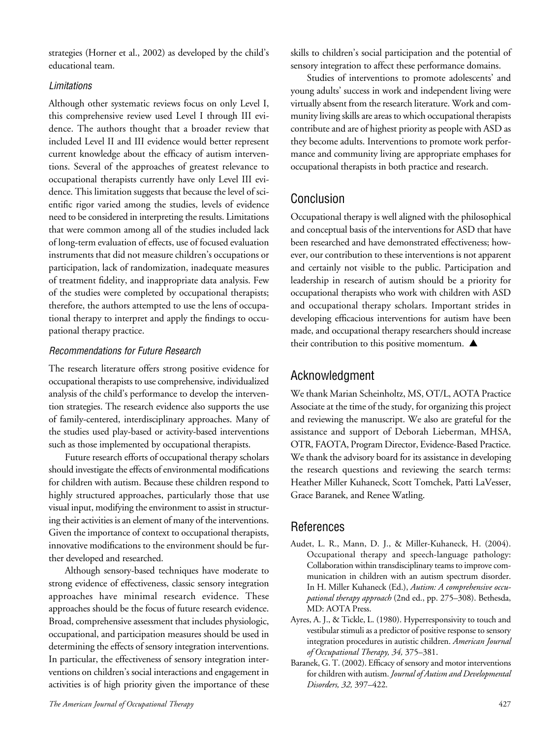strategies (Horner et al., 2002) as developed by the child's educational team.

### *Limitations*

Although other systematic reviews focus on only Level I, this comprehensive review used Level I through III evidence. The authors thought that a broader review that included Level II and III evidence would better represent current knowledge about the efficacy of autism interventions. Several of the approaches of greatest relevance to occupational therapists currently have only Level III evidence. This limitation suggests that because the level of scientific rigor varied among the studies, levels of evidence need to be considered in interpreting the results. Limitations that were common among all of the studies included lack of long-term evaluation of effects, use of focused evaluation instruments that did not measure children's occupations or participation, lack of randomization, inadequate measures of treatment fidelity, and inappropriate data analysis. Few of the studies were completed by occupational therapists; therefore, the authors attempted to use the lens of occupational therapy to interpret and apply the findings to occupational therapy practice.

### *Recommendations for Future Research*

The research literature offers strong positive evidence for occupational therapists to use comprehensive, individualized analysis of the child's performance to develop the intervention strategies. The research evidence also supports the use of family-centered, interdisciplinary approaches. Many of the studies used play-based or activity-based interventions such as those implemented by occupational therapists.

Future research efforts of occupational therapy scholars should investigate the effects of environmental modifications for children with autism. Because these children respond to highly structured approaches, particularly those that use visual input, modifying the environment to assist in structuring their activities is an element of many of the interventions. Given the importance of context to occupational therapists, innovative modifications to the environment should be further developed and researched.

Although sensory-based techniques have moderate to strong evidence of effectiveness, classic sensory integration approaches have minimal research evidence. These approaches should be the focus of future research evidence. Broad, comprehensive assessment that includes physiologic, occupational, and participation measures should be used in determining the effects of sensory integration interventions. In particular, the effectiveness of sensory integration interventions on children's social interactions and engagement in activities is of high priority given the importance of these skills to children's social participation and the potential of sensory integration to affect these performance domains.

Studies of interventions to promote adolescents' and young adults' success in work and independent living were virtually absent from the research literature. Work and community living skills are areas to which occupational therapists contribute and are of highest priority as people with ASD as they become adults. Interventions to promote work performance and community living are appropriate emphases for occupational therapists in both practice and research.

## Conclusion

Occupational therapy is well aligned with the philosophical and conceptual basis of the interventions for ASD that have been researched and have demonstrated effectiveness; however, our contribution to these interventions is not apparent and certainly not visible to the public. Participation and leadership in research of autism should be a priority for occupational therapists who work with children with ASD and occupational therapy scholars. Important strides in developing efficacious interventions for autism have been made, and occupational therapy researchers should increase their contribution to this positive momentum. ▲

## Acknowledgment

We thank Marian Scheinholtz, MS, OT/L, AOTA Practice Associate at the time of the study, for organizing this project and reviewing the manuscript. We also are grateful for the assistance and support of Deborah Lieberman, MHSA, OTR, FAOTA, Program Director, Evidence-Based Practice. We thank the advisory board for its assistance in developing the research questions and reviewing the search terms: Heather Miller Kuhaneck, Scott Tomchek, Patti LaVesser, Grace Baranek, and Renee Watling.

## References

Audet, L. R., Mann, D. J., & Miller-Kuhaneck, H. (2004). Occupational therapy and speech-language pathology: Collaboration within transdisciplinary teams to improve communication in children with an autism spectrum disorder. In H. Miller Kuhaneck (Ed.), *Autism: A comprehensive occupational therapy approach* (2nd ed., pp. 275–308). Bethesda, MD: AOTA Press.

Ayres, A. J., & Tickle, L. (1980). Hyperresponsivity to touch and vestibular stimuli as a predictor of positive response to sensory integration procedures in autistic children. *American Journal of Occupational Therapy, 34,* 375–381.

Baranek, G. T. (2002). Efficacy of sensory and motor interventions for children with autism. *Journal of Autism and Developmental Disorders, 32,* 397–422.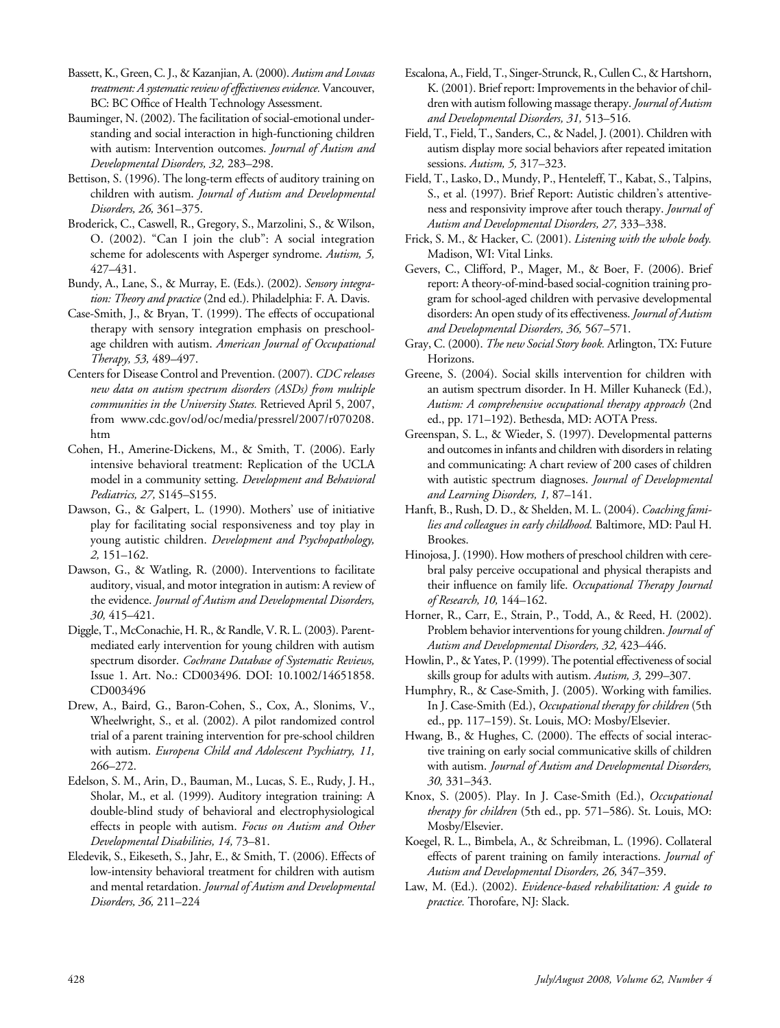Bassett, K., Green, C. J., & Kazanjian, A. (2000). *Autism and Lovaas treatment: A systematic review of effectiveness evidence.* Vancouver, BC: BC Office of Health Technology Assessment.

Bauminger, N. (2002). The facilitation of social-emotional understanding and social interaction in high-functioning children with autism: Intervention outcomes. *Journal of Autism and Developmental Disorders, 32,* 283–298.

Bettison, S. (1996). The long-term effects of auditory training on children with autism. *Journal of Autism and Developmental Disorders, 26,* 361–375.

Broderick, C., Caswell, R., Gregory, S., Marzolini, S., & Wilson, O. (2002). "Can I join the club": A social integration scheme for adolescents with Asperger syndrome. *Autism, 5,* 427–431.

Bundy, A., Lane, S., & Murray, E. (Eds.). (2002). *Sensory integration: Theory and practice* (2nd ed.). Philadelphia: F. A. Davis.

Case-Smith, J., & Bryan, T. (1999). The effects of occupational therapy with sensory integration emphasis on preschool-age children with autism. *American Journal of Occupational Therapy, 53,* 489–497.

Centers for Disease Control and Prevention. (2007). *CDC releases new data on autism spectrum disorders (ASDs) from multiple communities in the University States.* Retrieved April 5, 2007, from www.cdc.gov/od/oc/media/pressrel/2007/r070208.htm

Cohen, H., Amerine-Dickens, M., & Smith, T. (2006). Early intensive behavioral treatment: Replication of the UCLA model in a community setting. *Development and Behavioral Pediatrics, 27,* S145–S155.

Dawson, G., & Galpert, L. (1990). Mothers' use of initiative play for facilitating social responsiveness and toy play in young autistic children. *Development and Psychopathology, 2,* 151–162.

Dawson, G., & Watling, R. (2000). Interventions to facilitate auditory, visual, and motor integration in autism: A review of the evidence. *Journal of Autism and Developmental Disorders, 30,* 415–421.

Diggle, T., McConachie, H. R., & Randle, V. R. L. (2003). Parent-mediated early intervention for young children with autism spectrum disorder. *Cochrane Database of Systematic Reviews,* Issue 1. Art. No.: CD003496. DOI: 10.1002/14651858.CD003496

Drew, A., Baird, G., Baron-Cohen, S., Cox, A., Slonims, V., Wheelwright, S., et al. (2002). A pilot randomized control trial of a parent training intervention for pre-school children with autism. *Europena Child and Adolescent Psychiatry, 11,* 266–272.

Edelson, S. M., Arin, D., Bauman, M., Lucas, S. E., Rudy, J. H., Sholar, M., et al. (1999). Auditory integration training: A double-blind study of behavioral and electrophysiological effects in people with autism. *Focus on Autism and Other Developmental Disabilities, 14,* 73–81.

Eledevik, S., Eikeseth, S., Jahr, E., & Smith, T. (2006). Effects of low-intensity behavioral treatment for children with autism and mental retardation. *Journal of Autism and Developmental Disorders, 36,* 211–224

Escalona, A., Field, T., Singer-Strunck, R., Cullen C., & Hartshorn, K. (2001). Brief report: Improvements in the behavior of children with autism following massage therapy. *Journal of Autism and Developmental Disorders, 31,* 513–516.

Field, T., Field, T., Sanders, C., & Nadel, J. (2001). Children with autism display more social behaviors after repeated imitation sessions. *Autism, 5,* 317–323.

Field, T., Lasko, D., Mundy, P., Henteleff, T., Kabat, S., Talpins, S., et al. (1997). Brief Report: Autistic children's attentiveness and responsivity improve after touch therapy. *Journal of Autism and Developmental Disorders, 27,* 333–338.

Frick, S. M., & Hacker, C. (2001). *Listening with the whole body.* Madison, WI: Vital Links.

Gevers, C., Clifford, P., Mager, M., & Boer, F. (2006). Brief report: A theory-of-mind-based social-cognition training program for school-aged children with pervasive developmental disorders: An open study of its effectiveness. *Journal of Autism and Developmental Disorders, 36,* 567–571.

Gray, C. (2000). *The new Social Story book.* Arlington, TX: Future Horizons.

Greene, S. (2004). Social skills intervention for children with an autism spectrum disorder. In H. Miller Kuhaneck (Ed.), *Autism: A comprehensive occupational therapy approach* (2nd ed., pp. 171–192). Bethesda, MD: AOTA Press.

Greenspan, S. L., & Wieder, S. (1997). Developmental patterns and outcomes in infants and children with disorders in relating and communicating: A chart review of 200 cases of children with autistic spectrum diagnoses. *Journal of Developmental and Learning Disorders, 1,* 87–141.

Hanft, B., Rush, D. D., & Shelden, M. L. (2004). *Coaching families and colleagues in early childhood.* Baltimore, MD: Paul H. Brookes.

Hinojosa, J. (1990). How mothers of preschool children with cerebral palsy perceive occupational and physical therapists and their influence on family life. *Occupational Therapy Journal of Research, 10,* 144–162.

Horner, R., Carr, E., Strain, P., Todd, A., & Reed, H. (2002). Problem behavior interventions for young children. *Journal of Autism and Developmental Disorders, 32,* 423–446.

Howlin, P., & Yates, P. (1999). The potential effectiveness of social skills group for adults with autism. *Autism, 3,* 299–307.

Humphry, R., & Case-Smith, J. (2005). Working with families. In J. Case-Smith (Ed.), *Occupational therapy for children* (5th ed., pp. 117–159). St. Louis, MO: Mosby/Elsevier.

Hwang, B., & Hughes, C. (2000). The effects of social interactive training on early social communicative skills of children with autism. *Journal of Autism and Developmental Disorders, 30,* 331–343.

Knox, S. (2005). Play. In J. Case-Smith (Ed.), *Occupational therapy for children* (5th ed., pp. 571–586). St. Louis, MO: Mosby/Elsevier.

Koegel, R. L., Bimbela, A., & Schreibman, L. (1996). Collateral effects of parent training on family interactions. *Journal of Autism and Developmental Disorders, 26,* 347–359.

Law, M. (Ed.). (2002). *Evidence-based rehabilitation: A guide to practice.* Thorofare, NJ: Slack.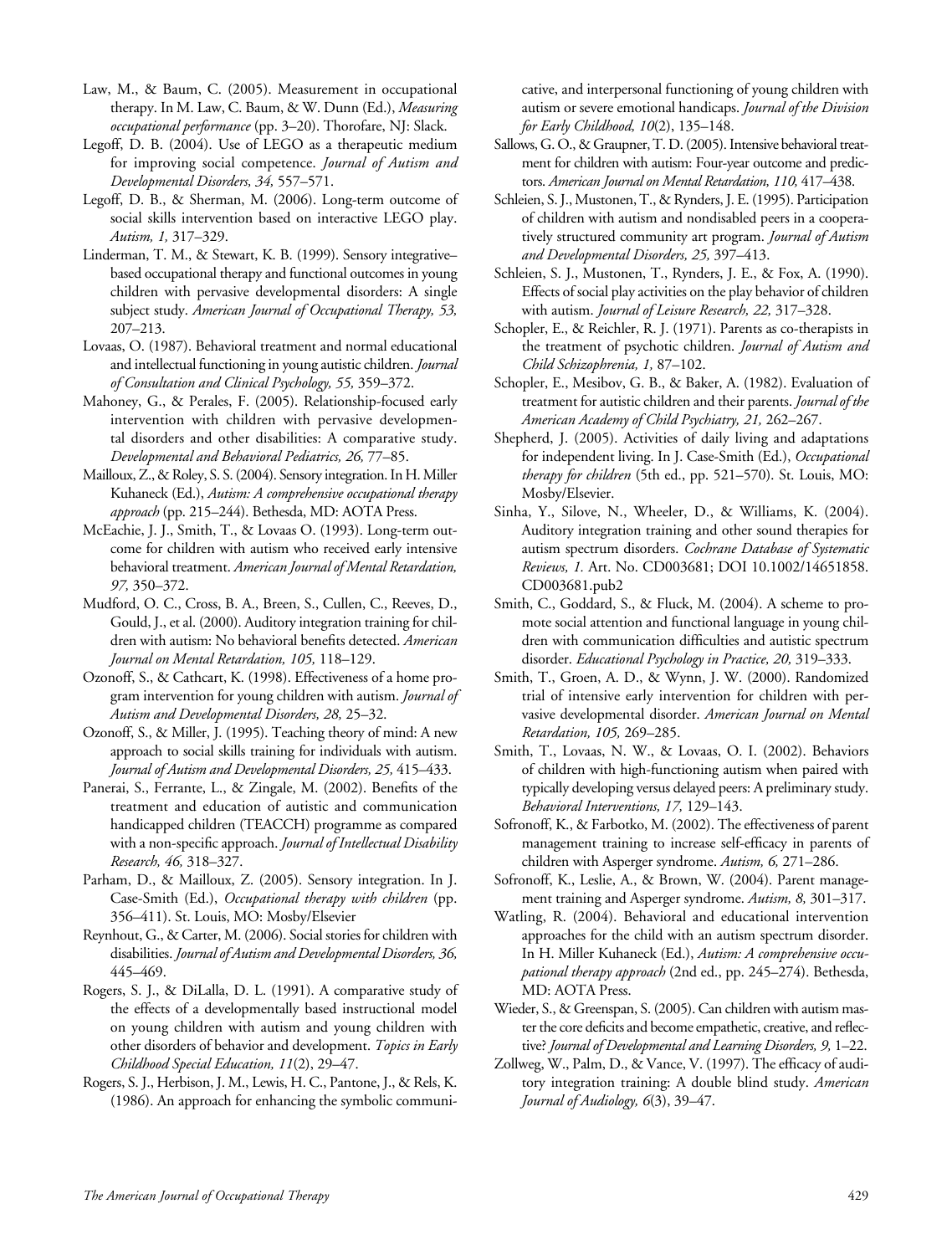Law, M., & Baum, C. (2005). Measurement in occupational therapy. In M. Law, C. Baum, & W. Dunn (Ed.), *Measuring occupational performance* (pp. 3–20). Thorofare, NJ: Slack.

Legoff, D. B. (2004). Use of LEGO as a therapeutic medium for improving social competence. *Journal of Autism and Developmental Disorders, 34,* 557–571.

Legoff, D. B., & Sherman, M. (2006). Long-term outcome of social skills intervention based on interactive LEGO play. *Autism, 1,* 317–329.

Linderman, T. M., & Stewart, K. B. (1999). Sensory integrative–based occupational therapy and functional outcomes in young children with pervasive developmental disorders: A single subject study. *American Journal of Occupational Therapy, 53,* 207–213.

Lovaas, O. (1987). Behavioral treatment and normal educational and intellectual functioning in young autistic children. *Journal of Consultation and Clinical Psychology, 55,* 359–372.

Mahoney, G., & Perales, F. (2005). Relationship-focused early intervention with children with pervasive developmental disorders and other disabilities: A comparative study. *Developmental and Behavioral Pediatrics, 26,* 77–85.

Mailloux, Z., & Roley, S. S. (2004). Sensory integration. In H. Miller Kuhaneck (Ed.), *Autism: A comprehensive occupational therapy approach* (pp. 215–244). Bethesda, MD: AOTA Press.

McEachie, J. J., Smith, T., & Lovaas O. (1993). Long-term outcome for children with autism who received early intensive behavioral treatment. *American Journal of Mental Retardation, 97,* 350–372.

Mudford, O. C., Cross, B. A., Breen, S., Cullen, C., Reeves, D., Gould, J., et al. (2000). Auditory integration training for children with autism: No behavioral benefits detected. *American Journal on Mental Retardation, 105,* 118–129.

Ozonoff, S., & Cathcart, K. (1998). Effectiveness of a home program intervention for young children with autism. *Journal of Autism and Developmental Disorders, 28,* 25–32.

Ozonoff, S., & Miller, J. (1995). Teaching theory of mind: A new approach to social skills training for individuals with autism. *Journal of Autism and Developmental Disorders, 25,* 415–433.

Panerai, S., Ferrante, L., & Zingale, M. (2002). Benefits of the treatment and education of autistic and communication handicapped children (TEACCH) programme as compared with a non-specific approach. *Journal of Intellectual Disability Research, 46,* 318–327.

Parham, D., & Mailloux, Z. (2005). Sensory integration. In J. Case-Smith (Ed.), *Occupational therapy with children* (pp. 356–411). St. Louis, MO: Mosby/Elsevier

Reynhout, G., & Carter, M. (2006). Social stories for children with disabilities. *Journal of Autism and Developmental Disorders, 36,* 445–469.

Rogers, S. J., & DiLalla, D. L. (1991). A comparative study of the effects of a developmentally based instructional model on young children with autism and young children with other disorders of behavior and development. *Topics in Early Childhood Special Education, 11*(2), 29–47.

Rogers, S. J., Herbison, J. M., Lewis, H. C., Pantone, J., & Rels, K. (1986). An approach for enhancing the symbolic communicative, and interpersonal functioning of young children with autism or severe emotional handicaps. *Journal of the Division for Early Childhood, 10*(2), 135–148.

Sallows, G. O., & Graupner, T. D. (2005). Intensive behavioral treatment for children with autism: Four-year outcome and predictors. *American Journal on Mental Retardation, 110,* 417–438.

Schleien, S. J., Mustonen, T., & Rynders, J. E. (1995). Participation of children with autism and nondisabled peers in a cooperatively structured community art program. *Journal of Autism and Developmental Disorders, 25,* 397–413.

Schleien, S. J., Mustonen, T., Rynders, J. E., & Fox, A. (1990). Effects of social play activities on the play behavior of children with autism. *Journal of Leisure Research, 22,* 317–328.

Schopler, E., & Reichler, R. J. (1971). Parents as co-therapists in the treatment of psychotic children. *Journal of Autism and Child Schizophrenia, 1,* 87–102.

Schopler, E., Mesibov, G. B., & Baker, A. (1982). Evaluation of treatment for autistic children and their parents. *Journal of the American Academy of Child Psychiatry, 21,* 262–267.

Shepherd, J. (2005). Activities of daily living and adaptations for independent living. In J. Case-Smith (Ed.), *Occupational therapy for children* (5th ed., pp. 521–570). St. Louis, MO: Mosby/Elsevier.

Sinha, Y., Silove, N., Wheeler, D., & Williams, K. (2004). Auditory integration training and other sound therapies for autism spectrum disorders. *Cochrane Database of Systematic Reviews, 1.* Art. No. CD003681; DOI 10.1002/14651858.CD003681.pub2

Smith, C., Goddard, S., & Fluck, M. (2004). A scheme to promote social attention and functional language in young children with communication difficulties and autistic spectrum disorder. *Educational Psychology in Practice, 20,* 319–333.

Smith, T., Groen, A. D., & Wynn, J. W. (2000). Randomized trial of intensive early intervention for children with pervasive developmental disorder. *American Journal on Mental Retardation, 105,* 269–285.

Smith, T., Lovaas, N. W., & Lovaas, O. I. (2002). Behaviors of children with high-functioning autism when paired with typically developing versus delayed peers: A preliminary study. *Behavioral Interventions, 17,* 129–143.

Sofronoff, K., & Farbotko, M. (2002). The effectiveness of parent management training to increase self-efficacy in parents of children with Asperger syndrome. *Autism, 6,* 271–286.

Sofronoff, K., Leslie, A., & Brown, W. (2004). Parent management training and Asperger syndrome. *Autism, 8,* 301–317.

Watling, R. (2004). Behavioral and educational intervention approaches for the child with an autism spectrum disorder. In H. Miller Kuhaneck (Ed.), *Autism: A comprehensive occupational therapy approach* (2nd ed., pp. 245–274). Bethesda, MD: AOTA Press.

Wieder, S., & Greenspan, S. (2005). Can children with autism master the core deficits and become empathetic, creative, and reflective? *Journal of Developmental and Learning Disorders, 9,* 1–22.

Zollweg, W., Palm, D., & Vance, V. (1997). The efficacy of auditory integration training: A double blind study. *American Journal of Audiology, 6*(3), 39–47.